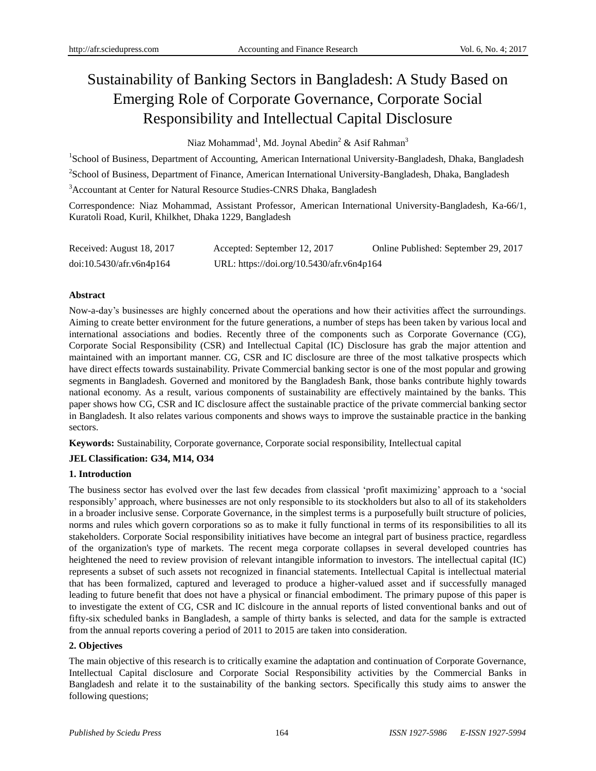# Sustainability of Banking Sectors in Bangladesh: A Study Based on Emerging Role of Corporate Governance, Corporate Social Responsibility and Intellectual Capital Disclosure

Niaz Mohammad[1], Md. Joynal Abedin[2] & Asif Rahman[3]

[1]School of Business, Department of Accounting, American International University-Bangladesh, Dhaka, Bangladesh

[2]School of Business, Department of Finance, American International University-Bangladesh, Dhaka, Bangladesh

[3]Accountant at Center for Natural Resource Studies-CNRS Dhaka, Bangladesh

Correspondence: Niaz Mohammad, Assistant Professor, American International University-Bangladesh, Ka-66/1, Kuratoli Road, Kuril, Khilkhet, Dhaka 1229, Bangladesh

Received: August 18, 2017 Accepted: September 12, 2017 Online Published: September 29, 2017

doi:10.5430/afr.v6n4p164 URL: https://doi.org/10.5430/afr.v6n4p164

**Abstract**

Now-a-day's businesses are highly concerned about the operations and how their activities affect the surroundings. Aiming to create better environment for the future generations, a number of steps has been taken by various local and international associations and bodies. Recently three of the components such as Corporate Governance (CG), Corporate Social Responsibility (CSR) and Intellectual Capital (IC) Disclosure has grab the major attention and maintained with an important manner. CG, CSR and IC disclosure are three of the most talkative prospects which have direct effects towards sustainability. Private Commercial banking sector is one of the most popular and growing segments in Bangladesh. Governed and monitored by the Bangladesh Bank, those banks contribute highly towards national economy. As a result, various components of sustainability are effectively maintained by the banks. This paper shows how CG, CSR and IC disclosure affect the sustainable practice of the private commercial banking sector in Bangladesh. It also relates various components and shows ways to improve the sustainable practice in the banking sectors.

**Keywords:** Sustainability, Corporate governance, Corporate social responsibility, Intellectual capital

**JEL Classification: G34, M14, O34**

## 1. Introduction

The business sector has evolved over the last few decades from classical 'profit maximizing' approach to a 'social responsibly' approach, where businesses are not only responsible to its stockholders but also to all of its stakeholders in a broader inclusive sense. Corporate Governance, in the simplest terms is a purposefully built structure of policies, norms and rules which govern corporations so as to make it fully functional in terms of its responsibilities to all its stakeholders. Corporate Social responsibility initiatives have become an integral part of business practice, regardless of the organization's type of markets. The recent mega corporate collapses in several developed countries has heightened the need to review provision of relevant intangible information to investors. The intellectual capital (IC) represents a subset of such assets not recognized in financial statements. Intellectual Capital is intellectual material that has been formalized, captured and leveraged to produce a higher-valued asset and if successfully managed leading to future benefit that does not have a physical or financial embodiment. The primary pupose of this paper is to investigate the extent of CG, CSR and IC dislcoure in the annual reports of listed conventional banks and out of fifty-six scheduled banks in Bangladesh, a sample of thirty banks is selected, and data for the sample is extracted from the annual reports covering a period of 2011 to 2015 are taken into consideration.

## 2. Objectives

The main objective of this research is to critically examine the adaptation and continuation of Corporate Governance, Intellectual Capital disclosure and Corporate Social Responsibility activities by the Commercial Banks in Bangladesh and relate it to the sustainability of the banking sectors. Specifically this study aims to answer the following questions;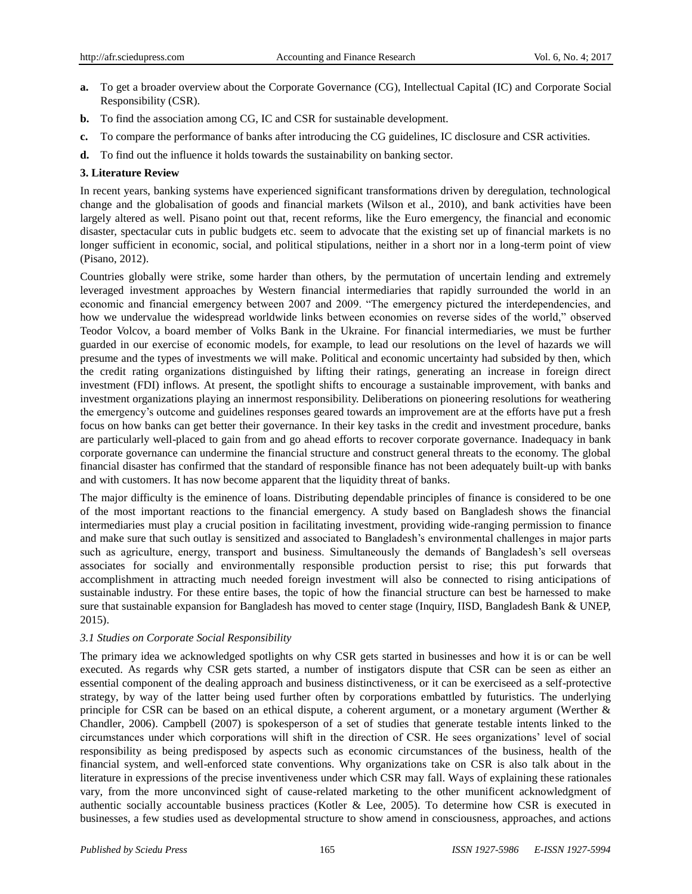**a.** To get a broader overview about the Corporate Governance (CG), Intellectual Capital (IC) and Corporate Social Responsibility (CSR).

**b.** To find the association among CG, IC and CSR for sustainable development.

**c.** To compare the performance of banks after introducing the CG guidelines, IC disclosure and CSR activities.

**d.** To find out the influence it holds towards the sustainability on banking sector.

## 3. Literature Review

In recent years, banking systems have experienced significant transformations driven by deregulation, technological change and the globalisation of goods and financial markets (Wilson et al., 2010), and bank activities have been largely altered as well. Pisano point out that, recent reforms, like the Euro emergency, the financial and economic disaster, spectacular cuts in public budgets etc. seem to advocate that the existing set up of financial markets is no longer sufficient in economic, social, and political stipulations, neither in a short nor in a long-term point of view (Pisano, 2012).

Countries globally were strike, some harder than others, by the permutation of uncertain lending and extremely leveraged investment approaches by Western financial intermediaries that rapidly surrounded the world in an economic and financial emergency between 2007 and 2009. "The emergency pictured the interdependencies, and how we undervalue the widespread worldwide links between economies on reverse sides of the world," observed Teodor Volcov, a board member of Volks Bank in the Ukraine. For financial intermediaries, we must be further guarded in our exercise of economic models, for example, to lead our resolutions on the level of hazards we will presume and the types of investments we will make. Political and economic uncertainty had subsided by then, which the credit rating organizations distinguished by lifting their ratings, generating an increase in foreign direct investment (FDI) inflows. At present, the spotlight shifts to encourage a sustainable improvement, with banks and investment organizations playing an innermost responsibility. Deliberations on pioneering resolutions for weathering the emergency's outcome and guidelines responses geared towards an improvement are at the efforts have put a fresh focus on how banks can get better their governance. In their key tasks in the credit and investment procedure, banks are particularly well-placed to gain from and go ahead efforts to recover corporate governance. Inadequacy in bank corporate governance can undermine the financial structure and construct general threats to the economy. The global financial disaster has confirmed that the standard of responsible finance has not been adequately built-up with banks and with customers. It has now become apparent that the liquidity threat of banks.

The major difficulty is the eminence of loans. Distributing dependable principles of finance is considered to be one of the most important reactions to the financial emergency. A study based on Bangladesh shows the financial intermediaries must play a crucial position in facilitating investment, providing wide-ranging permission to finance and make sure that such outlay is sensitized and associated to Bangladesh's environmental challenges in major parts such as agriculture, energy, transport and business. Simultaneously the demands of Bangladesh's sell overseas associates for socially and environmentally responsible production persist to rise; this put forwards that accomplishment in attracting much needed foreign investment will also be connected to rising anticipations of sustainable industry. For these entire bases, the topic of how the financial structure can best be harnessed to make sure that sustainable expansion for Bangladesh has moved to center stage (Inquiry, IISD, Bangladesh Bank & UNEP, 2015).

### *3.1 Studies on Corporate Social Responsibility*

The primary idea we acknowledged spotlights on why CSR gets started in businesses and how it is or can be well executed. As regards why CSR gets started, a number of instigators dispute that CSR can be seen as either an essential component of the dealing approach and business distinctiveness, or it can be exerciseed as a self-protective strategy, by way of the latter being used further often by corporations embattled by futuristics. The underlying principle for CSR can be based on an ethical dispute, a coherent argument, or a monetary argument (Werther & Chandler, 2006). Campbell (2007) is spokesperson of a set of studies that generate testable intents linked to the circumstances under which corporations will shift in the direction of CSR. He sees organizations' level of social responsibility as being predisposed by aspects such as economic circumstances of the business, health of the financial system, and well-enforced state conventions. Why organizations take on CSR is also talk about in the literature in expressions of the precise inventiveness under which CSR may fall. Ways of explaining these rationales vary, from the more unconvinced sight of cause-related marketing to the other munificent acknowledgment of authentic socially accountable business practices (Kotler & Lee, 2005). To determine how CSR is executed in businesses, a few studies used as developmental structure to show amend in consciousness, approaches, and actions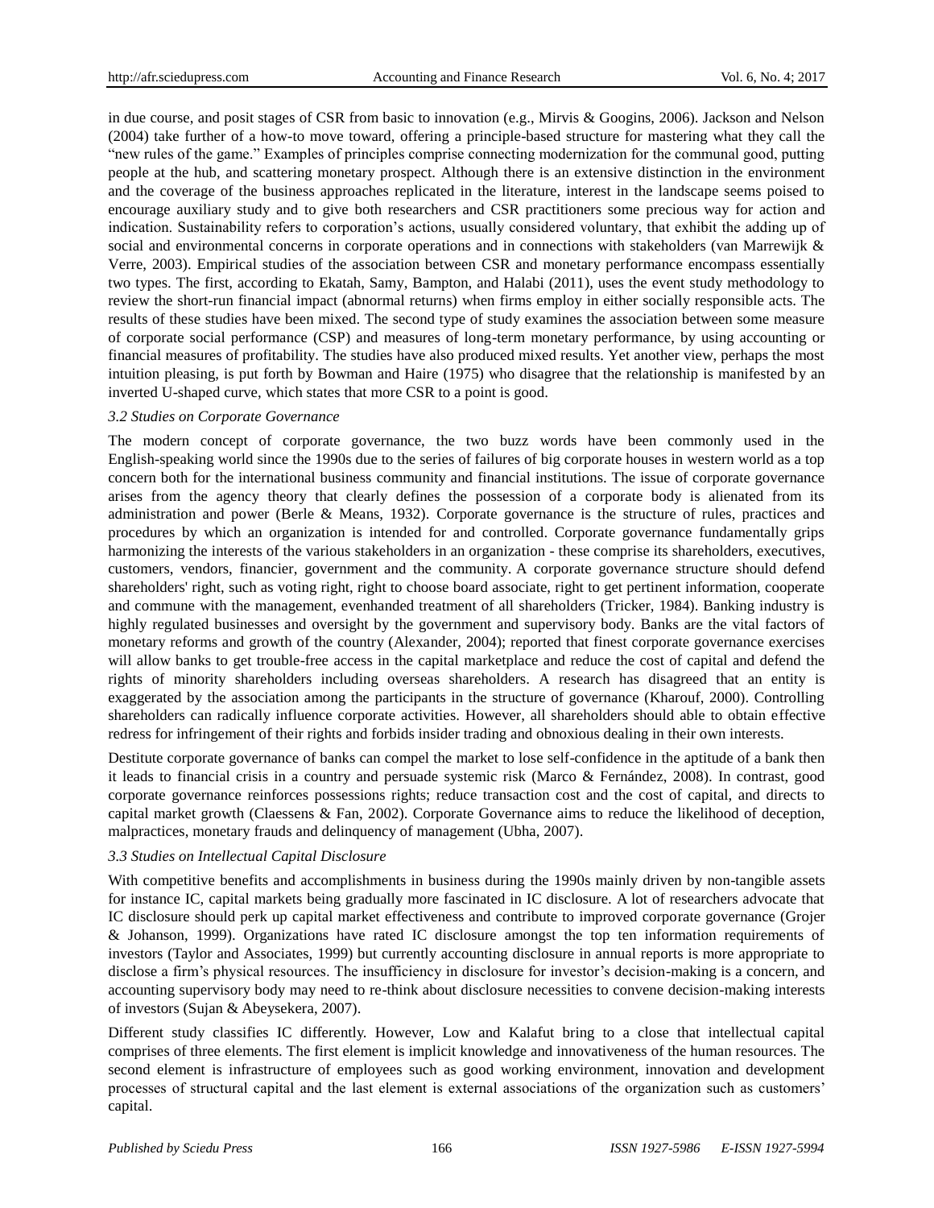in due course, and posit stages of CSR from basic to innovation (e.g., Mirvis & Googins, 2006). Jackson and Nelson (2004) take further of a how-to move toward, offering a principle-based structure for mastering what they call the "new rules of the game." Examples of principles comprise connecting modernization for the communal good, putting people at the hub, and scattering monetary prospect. Although there is an extensive distinction in the environment and the coverage of the business approaches replicated in the literature, interest in the landscape seems poised to encourage auxiliary study and to give both researchers and CSR practitioners some precious way for action and indication. Sustainability refers to corporation's actions, usually considered voluntary, that exhibit the adding up of social and environmental concerns in corporate operations and in connections with stakeholders (van Marrewijk & Verre, 2003). Empirical studies of the association between CSR and monetary performance encompass essentially two types. The first, according to Ekatah, Samy, Bampton, and Halabi (2011), uses the event study methodology to review the short-run financial impact (abnormal returns) when firms employ in either socially responsible acts. The results of these studies have been mixed. The second type of study examines the association between some measure of corporate social performance (CSP) and measures of long-term monetary performance, by using accounting or financial measures of profitability. The studies have also produced mixed results. Yet another view, perhaps the most intuition pleasing, is put forth by Bowman and Haire (1975) who disagree that the relationship is manifested by an inverted U-shaped curve, which states that more CSR to a point is good.

### *3.2 Studies on Corporate Governance*

The modern concept of corporate governance, the two buzz words have been commonly used in the English-speaking world since the 1990s due to the series of failures of big corporate houses in western world as a top concern both for the international business community and financial institutions. The issue of corporate governance arises from the agency theory that clearly defines the possession of a corporate body is alienated from its administration and power (Berle & Means, 1932). Corporate governance is the structure of rules, practices and procedures by which an organization is intended for and controlled. Corporate governance fundamentally grips harmonizing the interests of the various stakeholders in an organization - these comprise its shareholders, executives, customers, vendors, financier, government and the community. A corporate governance structure should defend shareholders' right, such as voting right, right to choose board associate, right to get pertinent information, cooperate and commune with the management, evenhanded treatment of all shareholders (Tricker, 1984). Banking industry is highly regulated businesses and oversight by the government and supervisory body. Banks are the vital factors of monetary reforms and growth of the country (Alexander, 2004); reported that finest corporate governance exercises will allow banks to get trouble-free access in the capital marketplace and reduce the cost of capital and defend the rights of minority shareholders including overseas shareholders. A research has disagreed that an entity is exaggerated by the association among the participants in the structure of governance (Kharouf, 2000). Controlling shareholders can radically influence corporate activities. However, all shareholders should able to obtain effective redress for infringement of their rights and forbids insider trading and obnoxious dealing in their own interests.

Destitute corporate governance of banks can compel the market to lose self-confidence in the aptitude of a bank then it leads to financial crisis in a country and persuade systemic risk (Marco & Fernández, 2008). In contrast, good corporate governance reinforces possessions rights; reduce transaction cost and the cost of capital, and directs to capital market growth (Claessens & Fan, 2002). Corporate Governance aims to reduce the likelihood of deception, malpractices, monetary frauds and delinquency of management (Ubha, 2007).

### *3.3 Studies on Intellectual Capital Disclosure*

With competitive benefits and accomplishments in business during the 1990s mainly driven by non-tangible assets for instance IC, capital markets being gradually more fascinated in IC disclosure. A lot of researchers advocate that IC disclosure should perk up capital market effectiveness and contribute to improved corporate governance (Grojer & Johanson, 1999). Organizations have rated IC disclosure amongst the top ten information requirements of investors (Taylor and Associates, 1999) but currently accounting disclosure in annual reports is more appropriate to disclose a firm's physical resources. The insufficiency in disclosure for investor's decision-making is a concern, and accounting supervisory body may need to re-think about disclosure necessities to convene decision-making interests of investors (Sujan & Abeysekera, 2007).

Different study classifies IC differently. However, Low and Kalafut bring to a close that intellectual capital comprises of three elements. The first element is implicit knowledge and innovativeness of the human resources. The second element is infrastructure of employees such as good working environment, innovation and development processes of structural capital and the last element is external associations of the organization such as customers' capital.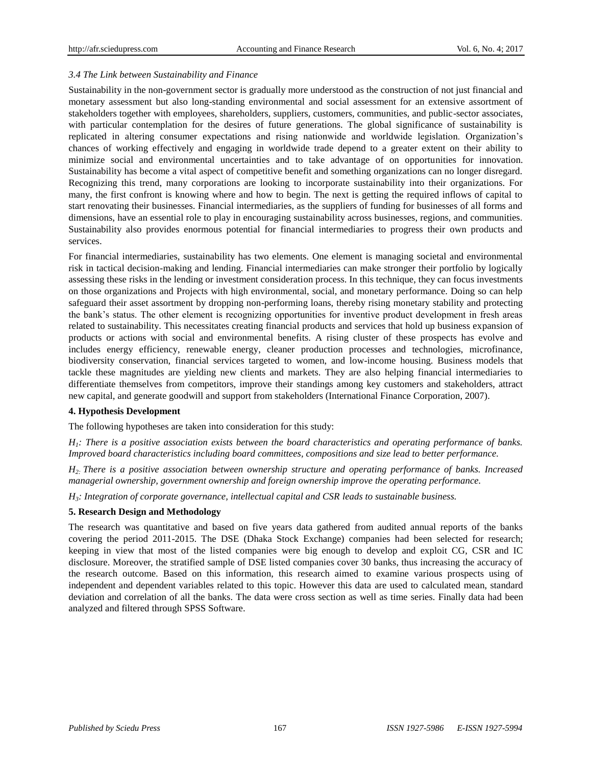### *3.4 The Link between Sustainability and Finance*

Sustainability in the non-government sector is gradually more understood as the construction of not just financial and monetary assessment but also long-standing environmental and social assessment for an extensive assortment of stakeholders together with employees, shareholders, suppliers, customers, communities, and public-sector associates, with particular contemplation for the desires of future generations. The global significance of sustainability is replicated in altering consumer expectations and rising nationwide and worldwide legislation. Organization's chances of working effectively and engaging in worldwide trade depend to a greater extent on their ability to minimize social and environmental uncertainties and to take advantage of on opportunities for innovation. Sustainability has become a vital aspect of competitive benefit and something organizations can no longer disregard. Recognizing this trend, many corporations are looking to incorporate sustainability into their organizations. For many, the first confront is knowing where and how to begin. The next is getting the required inflows of capital to start renovating their businesses. Financial intermediaries, as the suppliers of funding for businesses of all forms and dimensions, have an essential role to play in encouraging sustainability across businesses, regions, and communities. Sustainability also provides enormous potential for financial intermediaries to progress their own products and services.

For financial intermediaries, sustainability has two elements. One element is managing societal and environmental risk in tactical decision-making and lending. Financial intermediaries can make stronger their portfolio by logically assessing these risks in the lending or investment consideration process. In this technique, they can focus investments on those organizations and Projects with high environmental, social, and monetary performance. Doing so can help safeguard their asset assortment by dropping non-performing loans, thereby rising monetary stability and protecting the bank's status. The other element is recognizing opportunities for inventive product development in fresh areas related to sustainability. This necessitates creating financial products and services that hold up business expansion of products or actions with social and environmental benefits. A rising cluster of these prospects has evolve and includes energy efficiency, renewable energy, cleaner production processes and technologies, microfinance, biodiversity conservation, financial services targeted to women, and low-income housing. Business models that tackle these magnitudes are yielding new clients and markets. They are also helping financial intermediaries to differentiate themselves from competitors, improve their standings among key customers and stakeholders, attract new capital, and generate goodwill and support from stakeholders (International Finance Corporation, 2007).

## 4. Hypothesis Development

The following hypotheses are taken into consideration for this study:

*$H_1$: There is a positive association exists between the board characteristics and operating performance of banks. Improved board characteristics including board committees, compositions and size lead to better performance.*

*$H_2$: There is a positive association between ownership structure and operating performance of banks. Increased managerial ownership, government ownership and foreign ownership improve the operating performance.*

*$H_3$: Integration of corporate governance, intellectual capital and CSR leads to sustainable business.*

## 5. Research Design and Methodology

The research was quantitative and based on five years data gathered from audited annual reports of the banks covering the period 2011-2015. The DSE (Dhaka Stock Exchange) companies had been selected for research; keeping in view that most of the listed companies were big enough to develop and exploit CG, CSR and IC disclosure. Moreover, the stratified sample of DSE listed companies cover 30 banks, thus increasing the accuracy of the research outcome. Based on this information, this research aimed to examine various prospects using of independent and dependent variables related to this topic. However this data are used to calculated mean, standard deviation and correlation of all the banks. The data were cross section as well as time series. Finally data had been analyzed and filtered through SPSS Software.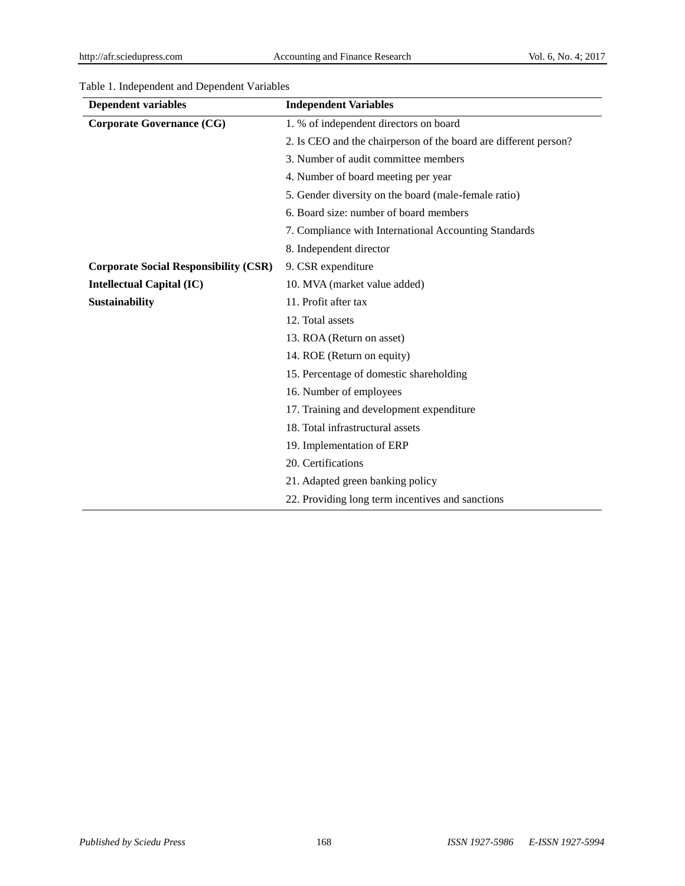Table 1. Independent and Dependent Variables

| Dependent variables | Independent Variables |
| --- | --- |
| **Corporate Governance (CG)** | 1. % of independent directors on board |
| | 2. Is CEO and the chairperson of the board are different person? |
| | 3. Number of audit committee members |
| | 4. Number of board meeting per year |
| | 5. Gender diversity on the board (male-female ratio) |
| | 6. Board size: number of board members |
| | 7. Compliance with International Accounting Standards |
| | 8. Independent director |
| **Corporate Social Responsibility (CSR)** | 9. CSR expenditure |
| **Intellectual Capital (IC)** | 10. MVA (market value added) |
| **Sustainability** | 11. Profit after tax |
| | 12. Total assets |
| | 13. ROA (Return on asset) |
| | 14. ROE (Return on equity) |
| | 15. Percentage of domestic shareholding |
| | 16. Number of employees |
| | 17. Training and development expenditure |
| | 18. Total infrastructural assets |
| | 19. Implementation of ERP |
| | 20. Certifications |
| | 21. Adapted green banking policy |
| | 22. Providing long term incentives and sanctions |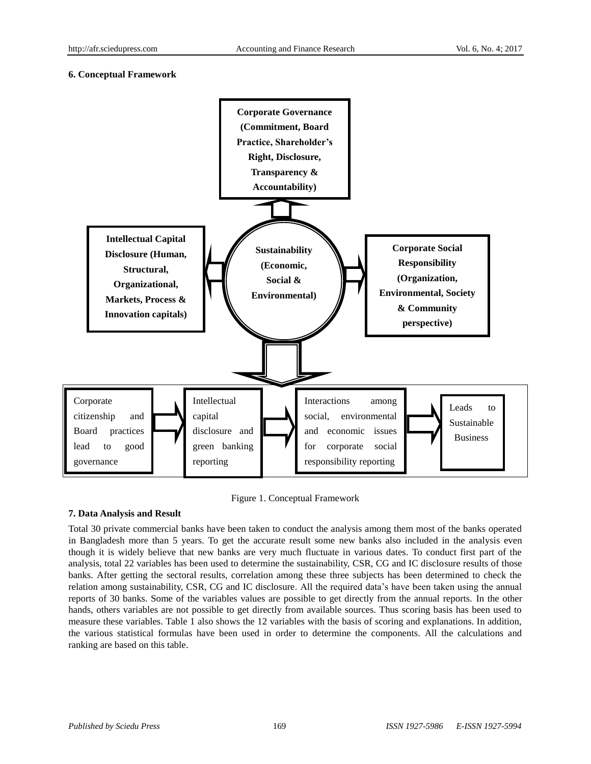## 6. Conceptual Framework

**Corporate Governance (Commitment, Board Practice, Shareholder's Right, Disclosure, Transparency & Accountability)**

**Intellectual Capital Disclosure (Human, Structural, Organizational, Markets, Process & Innovation capitals)**

**Sustainability (Economic, Social & Environmental)**

**Corporate Social Responsibility (Organization, Environmental, Society & Community perspective)**

Corporate citizenship and Board practices lead to good governance → Intellectual capital disclosure and green banking reporting → Interactions among social, environmental and economic issues for corporate social responsibility reporting → Leads to Sustainable Business

Figure 1. Conceptual Framework

## 7. Data Analysis and Result

Total 30 private commercial banks have been taken to conduct the analysis among them most of the banks operated in Bangladesh more than 5 years. To get the accurate result some new banks also included in the analysis even though it is widely believe that new banks are very much fluctuate in various dates. To conduct first part of the analysis, total 22 variables has been used to determine the sustainability, CSR, CG and IC disclosure results of those banks. After getting the sectoral results, correlation among these three subjects has been determined to check the relation among sustainability, CSR, CG and IC disclosure. All the required data's have been taken using the annual reports of 30 banks. Some of the variables values are possible to get directly from the annual reports. In the other hands, others variables are not possible to get directly from available sources. Thus scoring basis has been used to measure these variables. Table 1 also shows the 12 variables with the basis of scoring and explanations. In addition, the various statistical formulas have been used in order to determine the components. All the calculations and ranking are based on this table.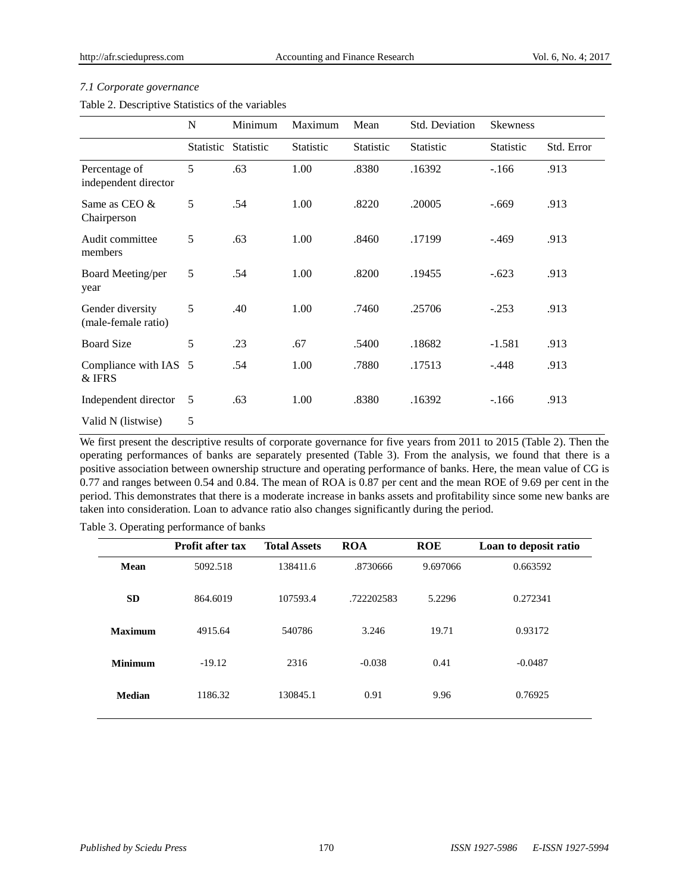### *7.1 Corporate governance*

Table 2. Descriptive Statistics of the variables

| | N | Minimum | Maximum | Mean | Std. Deviation | Skewness | |
|---|---|---|---|---|---|---|---|
| | Statistic | Statistic | Statistic | Statistic | Statistic | Statistic | Std. Error |
| Percentage of independent director | 5 | .63 | 1.00 | .8380 | .16392 | -.166 | .913 |
| Same as CEO & Chairperson | 5 | .54 | 1.00 | .8220 | .20005 | -.669 | .913 |
| Audit committee members | 5 | .63 | 1.00 | .8460 | .17199 | -.469 | .913 |
| Board Meeting/per year | 5 | .54 | 1.00 | .8200 | .19455 | -.623 | .913 |
| Gender diversity (male-female ratio) | 5 | .40 | 1.00 | .7460 | .25706 | -.253 | .913 |
| Board Size | 5 | .23 | .67 | .5400 | .18682 | -1.581 | .913 |
| Compliance with IAS & IFRS | 5 | .54 | 1.00 | .7880 | .17513 | -.448 | .913 |
| Independent director | 5 | .63 | 1.00 | .8380 | .16392 | -.166 | .913 |
| Valid N (listwise) | 5 | | | | | | |

We first present the descriptive results of corporate governance for five years from 2011 to 2015 (Table 2). Then the operating performances of banks are separately presented (Table 3). From the analysis, we found that there is a positive association between ownership structure and operating performance of banks. Here, the mean value of CG is 0.77 and ranges between 0.54 and 0.84. The mean of ROA is 0.87 per cent and the mean ROE of 9.69 per cent in the period. This demonstrates that there is a moderate increase in banks assets and profitability since some new banks are taken into consideration. Loan to advance ratio also changes significantly during the period.

Table 3. Operating performance of banks

| | **Profit after tax** | **Total Assets** | **ROA** | **ROE** | **Loan to deposit ratio** |
|---|---|---|---|---|---|
| **Mean** | 5092.518 | 138411.6 | .8730666 | 9.697066 | 0.663592 |
| **SD** | 864.6019 | 107593.4 | .722202583 | 5.2296 | 0.272341 |
| **Maximum** | 4915.64 | 540786 | 3.246 | 19.71 | 0.93172 |
| **Minimum** | -19.12 | 2316 | -0.038 | 0.41 | -0.0487 |
| **Median** | 1186.32 | 130845.1 | 0.91 | 9.96 | 0.76925 |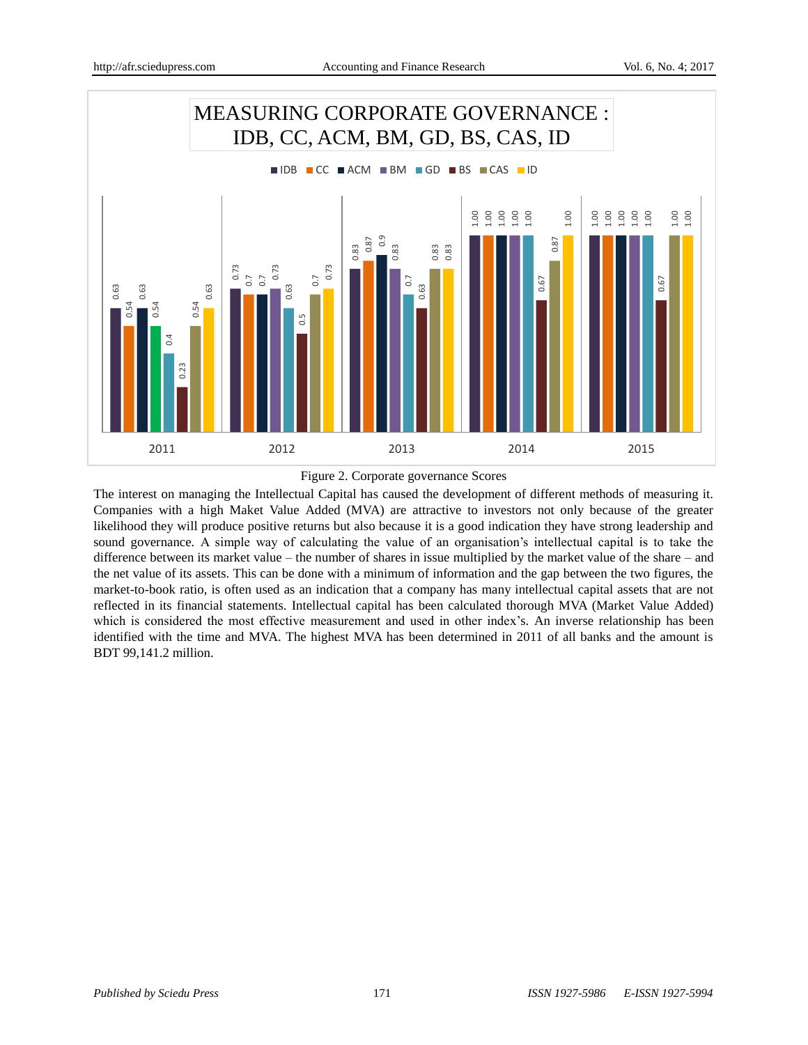MEASURING CORPORATE GOVERNANCE : IDB, CC, ACM, BM, GD, BS, CAS, ID

| Year | IDB | CC | ACM | BM | GD | BS | CAS | ID |
|---|---|---|---|---|---|---|---|---|
| 2011 | 0.63 | 0.54 | 0.63 | 0.54 | 0.4 | 0.23 | 0.54 | 0.63 |
| 2012 | 0.73 | 0.7 | 0.7 | 0.73 | 0.63 | 0.5 | 0.7 | 0.73 |
| 2013 | 0.83 | 0.87 | 0.9 | 0.83 | 0.7 | 0.63 | 0.83 | 0.83 |
| 2014 | 1.00 | 1.00 | 1.00 | 1.00 | 1.00 | 0.67 | 0.87 | 1.00 |
| 2015 | 1.00 | 1.00 | 1.00 | 1.00 | 1.00 | 0.67 | 1.00 | 1.00 |

Figure 2. Corporate governance Scores

The interest on managing the Intellectual Capital has caused the development of different methods of measuring it. Companies with a high Maket Value Added (MVA) are attractive to investors not only because of the greater likelihood they will produce positive returns but also because it is a good indication they have strong leadership and sound governance. A simple way of calculating the value of an organisation's intellectual capital is to take the difference between its market value – the number of shares in issue multiplied by the market value of the share – and the net value of its assets. This can be done with a minimum of information and the gap between the two figures, the market-to-book ratio, is often used as an indication that a company has many intellectual capital assets that are not reflected in its financial statements. Intellectual capital has been calculated thorough MVA (Market Value Added) which is considered the most effective measurement and used in other index's. An inverse relationship has been identified with the time and MVA. The highest MVA has been determined in 2011 of all banks and the amount is BDT 99,141.2 million.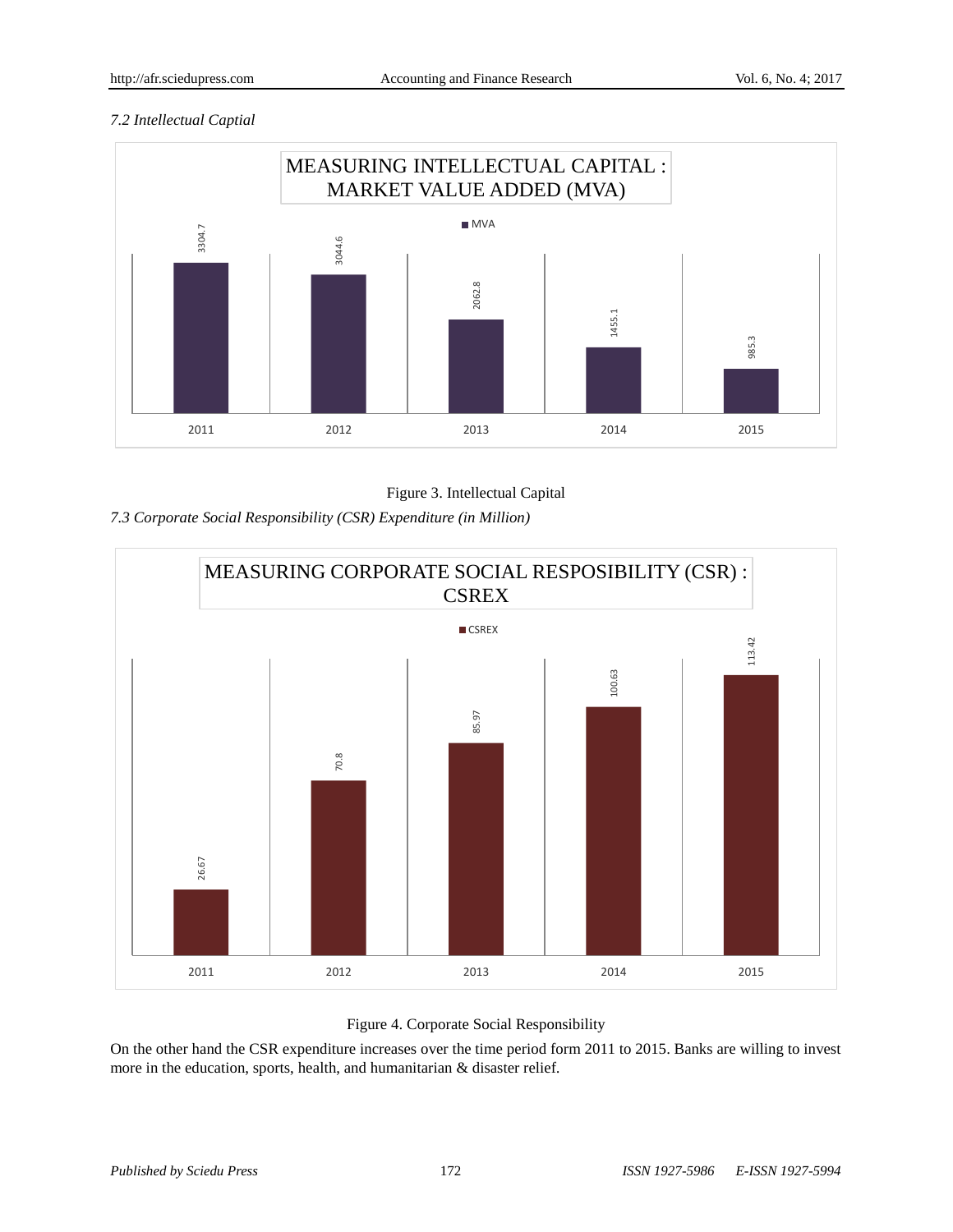*7.2 Intellectual Captial*

MEASURING INTELLECTUAL CAPITAL : MARKET VALUE ADDED (MVA)

| Year | MVA |
|---|---|
| 2011 | 3304.7 |
| 2012 | 3044.6 |
| 2013 | 2062.8 |
| 2014 | 1455.1 |
| 2015 | 985.3 |

Figure 3. Intellectual Capital

*7.3 Corporate Social Responsibility (CSR) Expenditure (in Million)*

MEASURING CORPORATE SOCIAL RESPOSIBILITY (CSR) : CSREX

| Year | CSREX |
|---|---|
| 2011 | 26.67 |
| 2012 | 70.8 |
| 2013 | 85.97 |
| 2014 | 100.63 |
| 2015 | 113.42 |

Figure 4. Corporate Social Responsibility

On the other hand the CSR expenditure increases over the time period form 2011 to 2015. Banks are willing to invest more in the education, sports, health, and humanitarian & disaster relief.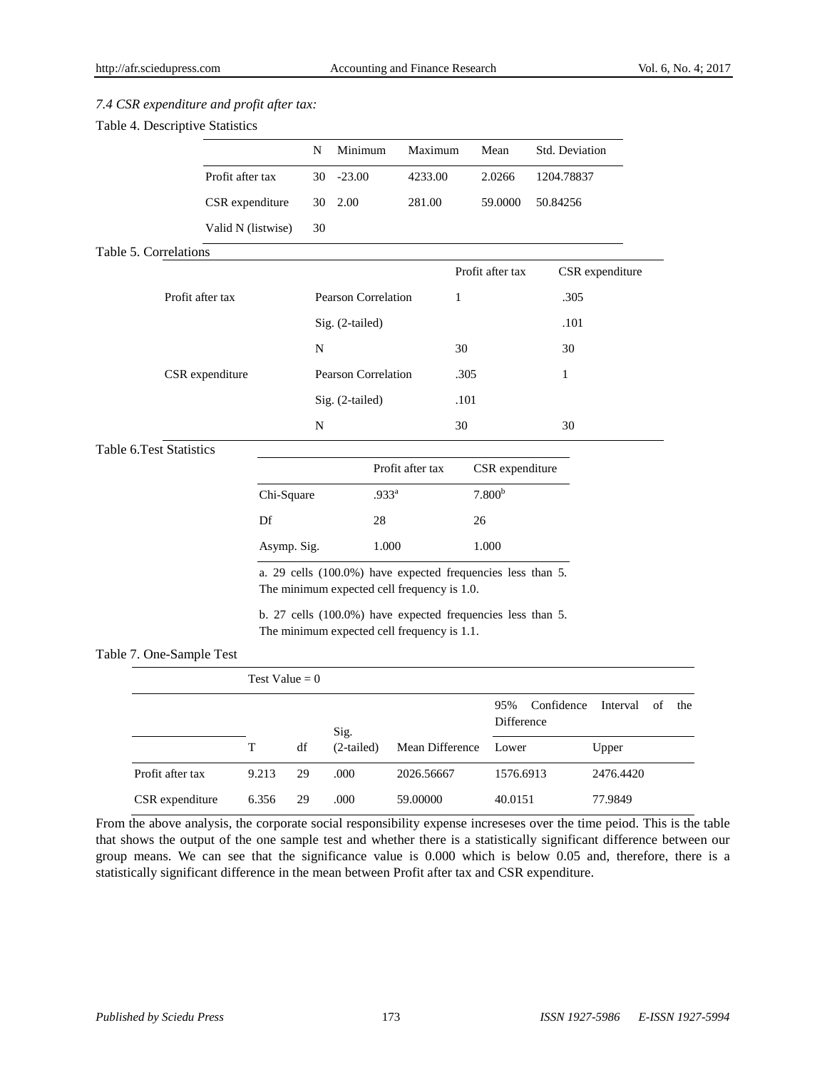*7.4 CSR expenditure and profit after tax:*

Table 4. Descriptive Statistics

| | N | Minimum | Maximum | Mean | Std. Deviation |
|---|---|---|---|---|---|
| Profit after tax | 30 | -23.00 | 4233.00 | 2.0266 | 1204.78837 |
| CSR expenditure | 30 | 2.00 | 281.00 | 59.0000 | 50.84256 |
| Valid N (listwise) | 30 | | | | |

Table 5. Correlations

| | | Profit after tax | CSR expenditure |
|---|---|---|---|
| Profit after tax | Pearson Correlation | 1 | .305 |
| | Sig. (2-tailed) | | .101 |
| | N | 30 | 30 |
| CSR expenditure | Pearson Correlation | .305 | 1 |
| | Sig. (2-tailed) | .101 | |
| | N | 30 | 30 |

Table 6.Test Statistics

| | Profit after tax | CSR expenditure |
|---|---|---|
| Chi-Square | .933[a] | 7.800[b] |
| Df | 28 | 26 |
| Asymp. Sig. | 1.000 | 1.000 |

a. 29 cells (100.0%) have expected frequencies less than 5. The minimum expected cell frequency is 1.0.

b. 27 cells (100.0%) have expected frequencies less than 5. The minimum expected cell frequency is 1.1.

Table 7. One-Sample Test

| | Test Value = 0 | | | | | |
|---|---|---|---|---|---|---|
| | | | | | 95% Confidence Interval of the Difference | |
| | T | df | Sig. (2-tailed) | Mean Difference | Lower | Upper |
| Profit after tax | 9.213 | 29 | .000 | 2026.56667 | 1576.6913 | 2476.4420 |
| CSR expenditure | 6.356 | 29 | .000 | 59.00000 | 40.0151 | 77.9849 |

From the above analysis, the corporate social responsibility expense increseses over the time peiod. This is the table that shows the output of the one sample test and whether there is a statistically significant difference between our group means. We can see that the significance value is 0.000 which is below 0.05 and, therefore, there is a statistically significant difference in the mean between Profit after tax and CSR expenditure.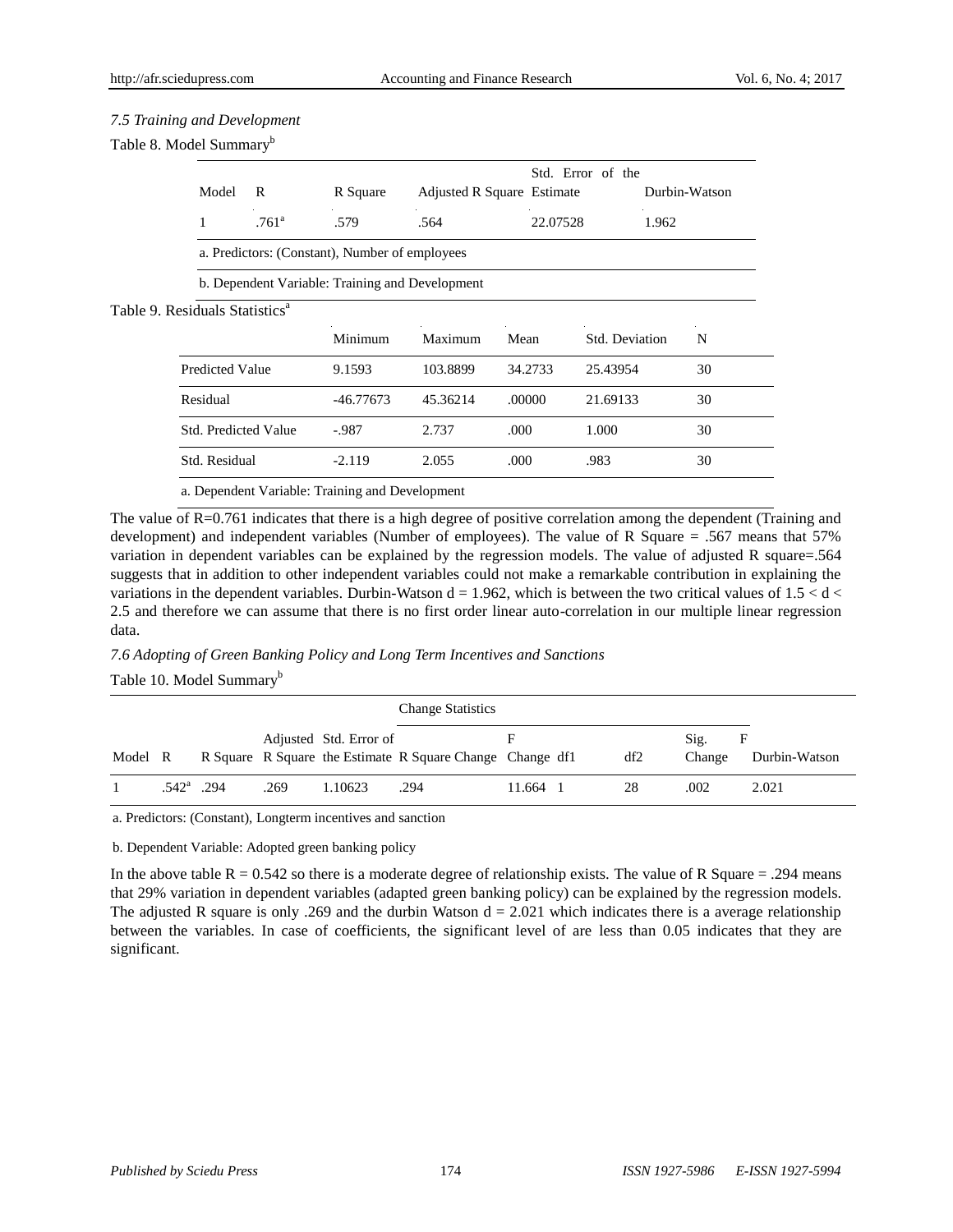*7.5 Training and Development*

Table 8. Model Summary[b]

| Model | R | R Square | Adjusted R Square | Std. Error of the Estimate | Durbin-Watson |
|---|---|---|---|---|---|
| 1 | .761[a] | .579 | .564 | 22.07528 | 1.962 |

a. Predictors: (Constant), Number of employees

b. Dependent Variable: Training and Development

Table 9. Residuals Statistics[a]

| | Minimum | Maximum | Mean | Std. Deviation | N |
|---|---|---|---|---|---|
| Predicted Value | 9.1593 | 103.8899 | 34.2733 | 25.43954 | 30 |
| Residual | -46.77673 | 45.36214 | .00000 | 21.69133 | 30 |
| Std. Predicted Value | -.987 | 2.737 | .000 | 1.000 | 30 |
| Std. Residual | -2.119 | 2.055 | .000 | .983 | 30 |

a. Dependent Variable: Training and Development

The value of R=0.761 indicates that there is a high degree of positive correlation among the dependent (Training and development) and independent variables (Number of employees). The value of R Square = .567 means that 57% variation in dependent variables can be explained by the regression models. The value of adjusted R square=.564 suggests that in addition to other independent variables could not make a remarkable contribution in explaining the variations in the dependent variables. Durbin-Watson d = 1.962, which is between the two critical values of 1.5 < d < 2.5 and therefore we can assume that there is no first order linear auto-correlation in our multiple linear regression data.

*7.6 Adopting of Green Banking Policy and Long Term Incentives and Sanctions*

Table 10. Model Summary[b]

| | | | | | Change Statistics | | | | | |
|---|---|---|---|---|---|---|---|---|---|---|
| Model | R | R Square | Adjusted R Square | Std. Error of the Estimate | R Square Change | F Change | df1 | df2 | Sig. F Change | Durbin-Watson |
| 1 | .542[a] | .294 | .269 | 1.10623 | .294 | 11.664 | 1 | 28 | .002 | 2.021 |

a. Predictors: (Constant), Longterm incentives and sanction

b. Dependent Variable: Adopted green banking policy

In the above table R = 0.542 so there is a moderate degree of relationship exists. The value of R Square = .294 means that 29% variation in dependent variables (adapted green banking policy) can be explained by the regression models. The adjusted R square is only .269 and the durbin Watson d = 2.021 which indicates there is a average relationship between the variables. In case of coefficients, the significant level of are less than 0.05 indicates that they are significant.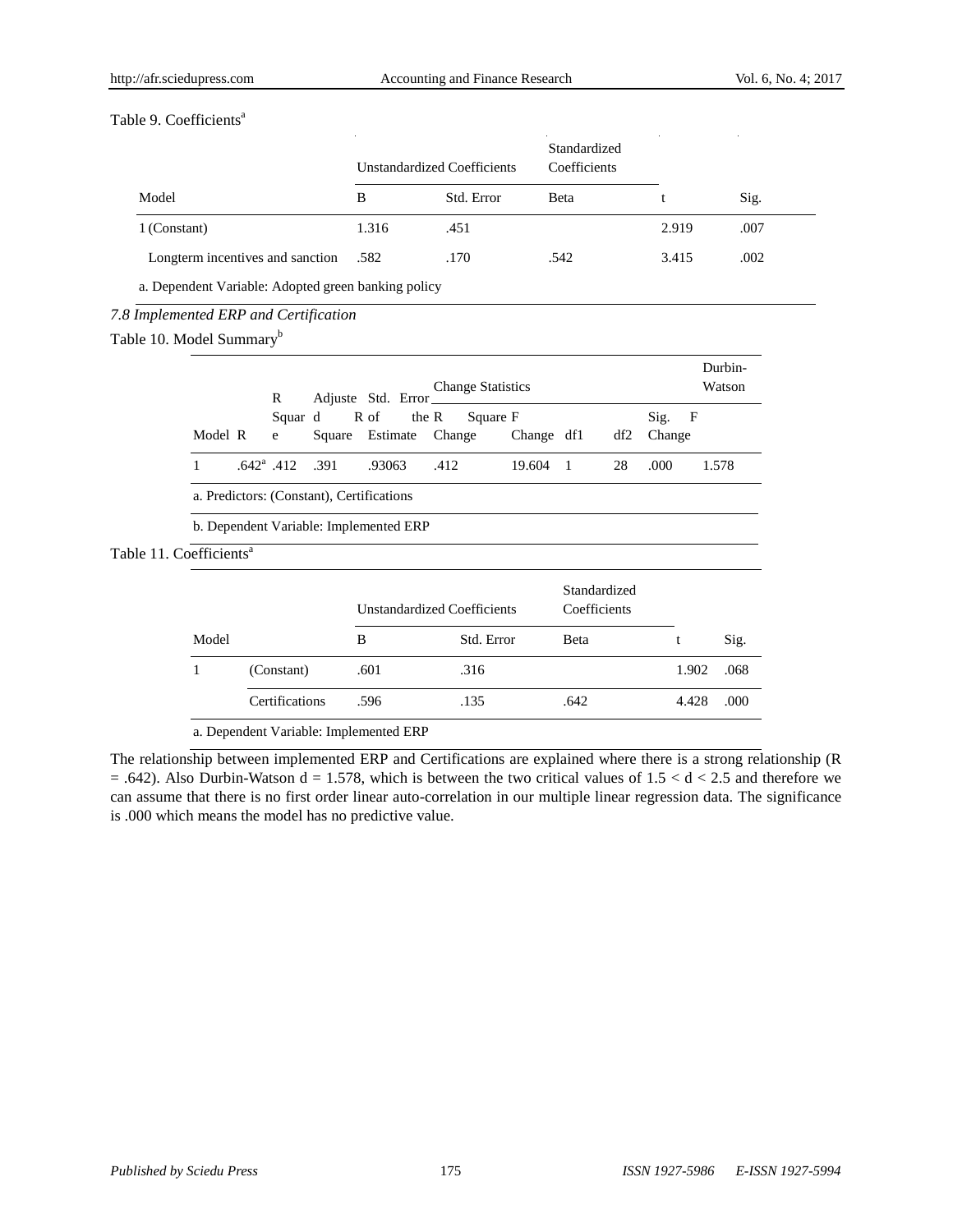Table 9. Coefficients[a]

| Model | Unstandardized Coefficients | | Standardized Coefficients | t | Sig. |
|---|---|---|---|---|---|
| | B | Std. Error | Beta | | |
| 1 (Constant) | 1.316 | .451 | | 2.919 | .007 |
| Longterm incentives and sanction | .582 | .170 | .542 | 3.415 | .002 |

a. Dependent Variable: Adopted green banking policy

*7.8 Implemented ERP and Certification*

Table 10. Model Summary[b]

| Model | R | R Square | Adjusted R Square | Std. Error of the Estimate | Change Statistics | | | | | Durbin-Watson |
|---|---|---|---|---|---|---|---|---|---|---|
| | | | | | R Square Change | F Change | df1 | df2 | Sig. F Change | |
| 1 | .642[a] | .412 | .391 | .93063 | .412 | 19.604 | 1 | 28 | .000 | 1.578 |

a. Predictors: (Constant), Certifications

b. Dependent Variable: Implemented ERP

Table 11. Coefficients[a]

| Model | | Unstandardized Coefficients | | Standardized Coefficients | t | Sig. |
|---|---|---|---|---|---|---|
| | | B | Std. Error | Beta | | |
| 1 | (Constant) | .601 | .316 | | 1.902 | .068 |
| | Certifications | .596 | .135 | .642 | 4.428 | .000 |

a. Dependent Variable: Implemented ERP

The relationship between implemented ERP and Certifications are explained where there is a strong relationship (R = .642). Also Durbin-Watson d = 1.578, which is between the two critical values of 1.5 < d < 2.5 and therefore we can assume that there is no first order linear auto-correlation in our multiple linear regression data. The significance is .000 which means the model has no predictive value.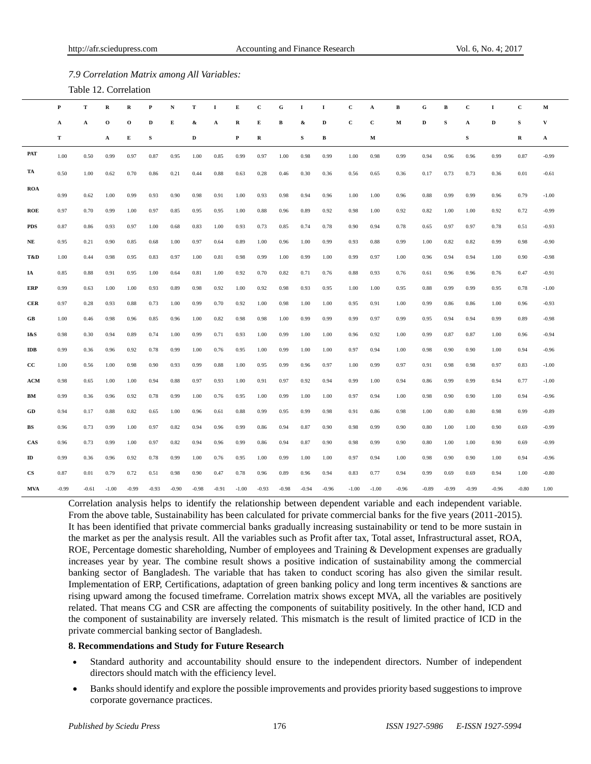*7.9 Correlation Matrix among All Variables:*

Table 12. Correlation

| | PAT | TA | ROA | ROE | PDS | NE | T&D | IA | ERP | CER | GB | I&S | IDB | CC | ACM | BM | GD | BS | CAS | ID | CSR | MVA |
|---|---|---|---|---|---|---|---|---|---|---|---|---|---|---|---|---|---|---|---|---|---|---|
| **PAT** | 1.00 | 0.50 | 0.99 | 0.97 | 0.87 | 0.95 | 1.00 | 0.85 | 0.99 | 0.97 | 1.00 | 0.98 | 0.99 | 1.00 | 0.98 | 0.99 | 0.94 | 0.96 | 0.96 | 0.99 | 0.87 | -0.99 |
| **TA** | 0.50 | 1.00 | 0.62 | 0.70 | 0.86 | 0.21 | 0.44 | 0.88 | 0.63 | 0.28 | 0.46 | 0.30 | 0.36 | 0.56 | 0.65 | 0.36 | 0.17 | 0.73 | 0.73 | 0.36 | 0.01 | -0.61 |
| **ROA** | 0.99 | 0.62 | 1.00 | 0.99 | 0.93 | 0.90 | 0.98 | 0.91 | 1.00 | 0.93 | 0.98 | 0.94 | 0.96 | 1.00 | 1.00 | 0.96 | 0.88 | 0.99 | 0.99 | 0.96 | 0.79 | -1.00 |
| **ROE** | 0.97 | 0.70 | 0.99 | 1.00 | 0.97 | 0.85 | 0.95 | 0.95 | 1.00 | 0.88 | 0.96 | 0.89 | 0.92 | 0.98 | 1.00 | 0.92 | 0.82 | 1.00 | 1.00 | 0.92 | 0.72 | -0.99 |
| **PDS** | 0.87 | 0.86 | 0.93 | 0.97 | 1.00 | 0.68 | 0.83 | 1.00 | 0.93 | 0.73 | 0.85 | 0.74 | 0.78 | 0.90 | 0.94 | 0.78 | 0.65 | 0.97 | 0.97 | 0.78 | 0.51 | -0.93 |
| **NE** | 0.95 | 0.21 | 0.90 | 0.85 | 0.68 | 1.00 | 0.97 | 0.64 | 0.89 | 1.00 | 0.96 | 1.00 | 0.99 | 0.93 | 0.88 | 0.99 | 1.00 | 0.82 | 0.82 | 0.99 | 0.98 | -0.90 |
| **T&D** | 1.00 | 0.44 | 0.98 | 0.95 | 0.83 | 0.97 | 1.00 | 0.81 | 0.98 | 0.99 | 1.00 | 0.99 | 1.00 | 0.99 | 0.97 | 1.00 | 0.96 | 0.94 | 0.94 | 1.00 | 0.90 | -0.98 |
| **IA** | 0.85 | 0.88 | 0.91 | 0.95 | 1.00 | 0.64 | 0.81 | 1.00 | 0.92 | 0.70 | 0.82 | 0.71 | 0.76 | 0.88 | 0.93 | 0.76 | 0.61 | 0.96 | 0.96 | 0.76 | 0.47 | -0.91 |
| **ERP** | 0.99 | 0.63 | 1.00 | 1.00 | 0.93 | 0.89 | 0.98 | 0.92 | 1.00 | 0.92 | 0.98 | 0.93 | 0.95 | 1.00 | 1.00 | 0.95 | 0.88 | 0.99 | 0.99 | 0.95 | 0.78 | -1.00 |
| **CER** | 0.97 | 0.28 | 0.93 | 0.88 | 0.73 | 1.00 | 0.99 | 0.70 | 0.92 | 1.00 | 0.98 | 1.00 | 1.00 | 0.95 | 0.91 | 1.00 | 0.99 | 0.86 | 0.86 | 1.00 | 0.96 | -0.93 |
| **GB** | 1.00 | 0.46 | 0.98 | 0.96 | 0.85 | 0.96 | 1.00 | 0.82 | 0.98 | 0.98 | 1.00 | 0.99 | 0.99 | 0.99 | 0.97 | 0.99 | 0.95 | 0.94 | 0.94 | 0.99 | 0.89 | -0.98 |
| **I&S** | 0.98 | 0.30 | 0.94 | 0.89 | 0.74 | 1.00 | 0.99 | 0.71 | 0.93 | 1.00 | 0.99 | 1.00 | 1.00 | 0.96 | 0.92 | 1.00 | 0.99 | 0.87 | 0.87 | 1.00 | 0.96 | -0.94 |
| **IDB** | 0.99 | 0.36 | 0.96 | 0.92 | 0.78 | 0.99 | 1.00 | 0.76 | 0.95 | 1.00 | 0.99 | 1.00 | 1.00 | 0.97 | 0.94 | 1.00 | 0.98 | 0.90 | 0.90 | 1.00 | 0.94 | -0.96 |
| **CC** | 1.00 | 0.56 | 1.00 | 0.98 | 0.90 | 0.93 | 0.99 | 0.88 | 1.00 | 0.95 | 0.99 | 0.96 | 0.97 | 1.00 | 0.99 | 0.97 | 0.91 | 0.98 | 0.98 | 0.97 | 0.83 | -1.00 |
| **ACM** | 0.98 | 0.65 | 1.00 | 1.00 | 0.94 | 0.88 | 0.97 | 0.93 | 1.00 | 0.91 | 0.97 | 0.92 | 0.94 | 0.99 | 1.00 | 0.94 | 0.86 | 0.99 | 0.99 | 0.94 | 0.77 | -1.00 |
| **BM** | 0.99 | 0.36 | 0.96 | 0.92 | 0.78 | 0.99 | 1.00 | 0.76 | 0.95 | 1.00 | 0.99 | 1.00 | 1.00 | 0.97 | 0.94 | 1.00 | 0.98 | 0.90 | 0.90 | 1.00 | 0.94 | -0.96 |
| **GD** | 0.94 | 0.17 | 0.88 | 0.82 | 0.65 | 1.00 | 0.96 | 0.61 | 0.88 | 0.99 | 0.95 | 0.99 | 0.98 | 0.91 | 0.86 | 0.98 | 1.00 | 0.80 | 0.80 | 0.98 | 0.99 | -0.89 |
| **BS** | 0.96 | 0.73 | 0.99 | 1.00 | 0.97 | 0.82 | 0.94 | 0.96 | 0.99 | 0.86 | 0.94 | 0.87 | 0.90 | 0.98 | 0.99 | 0.90 | 0.80 | 1.00 | 1.00 | 0.90 | 0.69 | -0.99 |
| **CAS** | 0.96 | 0.73 | 0.99 | 1.00 | 0.97 | 0.82 | 0.94 | 0.96 | 0.99 | 0.86 | 0.94 | 0.87 | 0.90 | 0.98 | 0.99 | 0.90 | 0.80 | 1.00 | 1.00 | 0.90 | 0.69 | -0.99 |
| **ID** | 0.99 | 0.36 | 0.96 | 0.92 | 0.78 | 0.99 | 1.00 | 0.76 | 0.95 | 1.00 | 0.99 | 1.00 | 1.00 | 0.97 | 0.94 | 1.00 | 0.98 | 0.90 | 0.90 | 1.00 | 0.94 | -0.96 |
| **CS** | 0.87 | 0.01 | 0.79 | 0.72 | 0.51 | 0.98 | 0.90 | 0.47 | 0.78 | 0.96 | 0.89 | 0.96 | 0.94 | 0.83 | 0.77 | 0.94 | 0.99 | 0.69 | 0.69 | 0.94 | 1.00 | -0.80 |
| **MVA** | -0.99 | -0.61 | -1.00 | -0.99 | -0.93 | -0.90 | -0.98 | -0.91 | -1.00 | -0.93 | -0.98 | -0.94 | -0.96 | -1.00 | -1.00 | -0.96 | -0.89 | -0.99 | -0.99 | -0.96 | -0.80 | 1.00 |

Correlation analysis helps to identify the relationship between dependent variable and each independent variable. From the above table, Sustainability has been calculated for private commercial banks for the five years (2011-2015). It has been identified that private commercial banks gradually increasing sustainability or tend to be more sustain in the market as per the analysis result. All the variables such as Profit after tax, Total asset, Infrastructural asset, ROA, ROE, Percentage domestic shareholding, Number of employees and Training & Development expenses are gradually increases year by year. The combine result shows a positive indication of sustainability among the commercial banking sector of Bangladesh. The variable that has taken to conduct scoring has also given the similar result. Implementation of ERP, Certifications, adaptation of green banking policy and long term incentives & sanctions are rising upward among the focused timeframe. Correlation matrix shows except MVA, all the variables are positively related. That means CG and CSR are affecting the components of suitability positively. In the other hand, ICD and the component of sustainability are inversely related. This mismatch is the result of limited practice of ICD in the private commercial banking sector of Bangladesh.

## 8. Recommendations and Study for Future Research

- Standard authority and accountability should ensure to the independent directors. Number of independent directors should match with the efficiency level.
- Banks should identify and explore the possible improvements and provides priority based suggestions to improve corporate governance practices.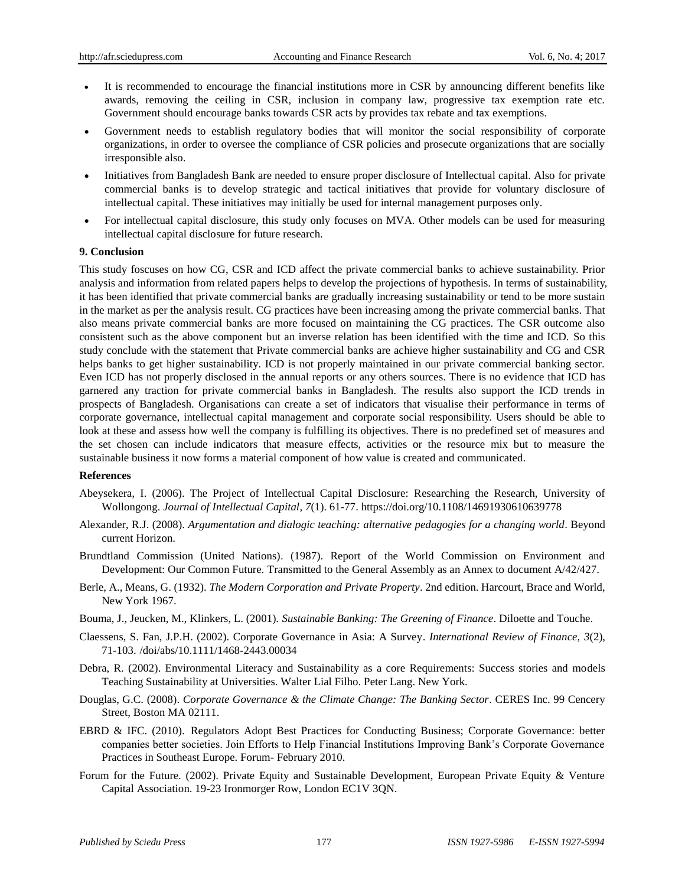- It is recommended to encourage the financial institutions more in CSR by announcing different benefits like awards, removing the ceiling in CSR, inclusion in company law, progressive tax exemption rate etc. Government should encourage banks towards CSR acts by provides tax rebate and tax exemptions.
- Government needs to establish regulatory bodies that will monitor the social responsibility of corporate organizations, in order to oversee the compliance of CSR policies and prosecute organizations that are socially irresponsible also.
- Initiatives from Bangladesh Bank are needed to ensure proper disclosure of Intellectual capital. Also for private commercial banks is to develop strategic and tactical initiatives that provide for voluntary disclosure of intellectual capital. These initiatives may initially be used for internal management purposes only.
- For intellectual capital disclosure, this study only focuses on MVA. Other models can be used for measuring intellectual capital disclosure for future research.

## 9. Conclusion

This study foscuses on how CG, CSR and ICD affect the private commercial banks to achieve sustainability. Prior analysis and information from related papers helps to develop the projections of hypothesis. In terms of sustainability, it has been identified that private commercial banks are gradually increasing sustainability or tend to be more sustain in the market as per the analysis result. CG practices have been increasing among the private commercial banks. That also means private commercial banks are more focused on maintaining the CG practices. The CSR outcome also consistent such as the above component but an inverse relation has been identified with the time and ICD. So this study conclude with the statement that Private commercial banks are achieve higher sustainability and CG and CSR helps banks to get higher sustainability. ICD is not properly maintained in our private commercial banking sector. Even ICD has not properly disclosed in the annual reports or any others sources. There is no evidence that ICD has garnered any traction for private commercial banks in Bangladesh. The results also support the ICD trends in prospects of Bangladesh. Organisations can create a set of indicators that visualise their performance in terms of corporate governance, intellectual capital management and corporate social responsibility. Users should be able to look at these and assess how well the company is fulfilling its objectives. There is no predefined set of measures and the set chosen can include indicators that measure effects, activities or the resource mix but to measure the sustainable business it now forms a material component of how value is created and communicated.

## References

Abeysekera, I. (2006). The Project of Intellectual Capital Disclosure: Researching the Research, University of Wollongong. *Journal of Intellectual Capital, 7*(1). 61-77. https://doi.org/10.1108/14691930610639778

Alexander, R.J. (2008). *Argumentation and dialogic teaching: alternative pedagogies for a changing world*. Beyond current Horizon.

Brundtland Commission (United Nations). (1987). Report of the World Commission on Environment and Development: Our Common Future. Transmitted to the General Assembly as an Annex to document A/42/427.

Berle, A., Means, G. (1932). *The Modern Corporation and Private Property*. 2nd edition. Harcourt, Brace and World, New York 1967.

Bouma, J., Jeucken, M., Klinkers, L. (2001). *Sustainable Banking: The Greening of Finance*. Diloette and Touche.

Claessens, S. Fan, J.P.H. (2002). Corporate Governance in Asia: A Survey. *International Review of Finance, 3*(2), 71-103. /doi/abs/10.1111/1468-2443.00034

Debra, R. (2002). Environmental Literacy and Sustainability as a core Requirements: Success stories and models Teaching Sustainability at Universities. Walter Lial Filho. Peter Lang. New York.

Douglas, G.C. (2008). *Corporate Governance & the Climate Change: The Banking Sector*. CERES Inc. 99 Cencery Street, Boston MA 02111.

EBRD & IFC. (2010). Regulators Adopt Best Practices for Conducting Business; Corporate Governance: better companies better societies. Join Efforts to Help Financial Institutions Improving Bank's Corporate Governance Practices in Southeast Europe. Forum- February 2010.

Forum for the Future. (2002). Private Equity and Sustainable Development, European Private Equity & Venture Capital Association. 19-23 Ironmorger Row, London EC1V 3QN.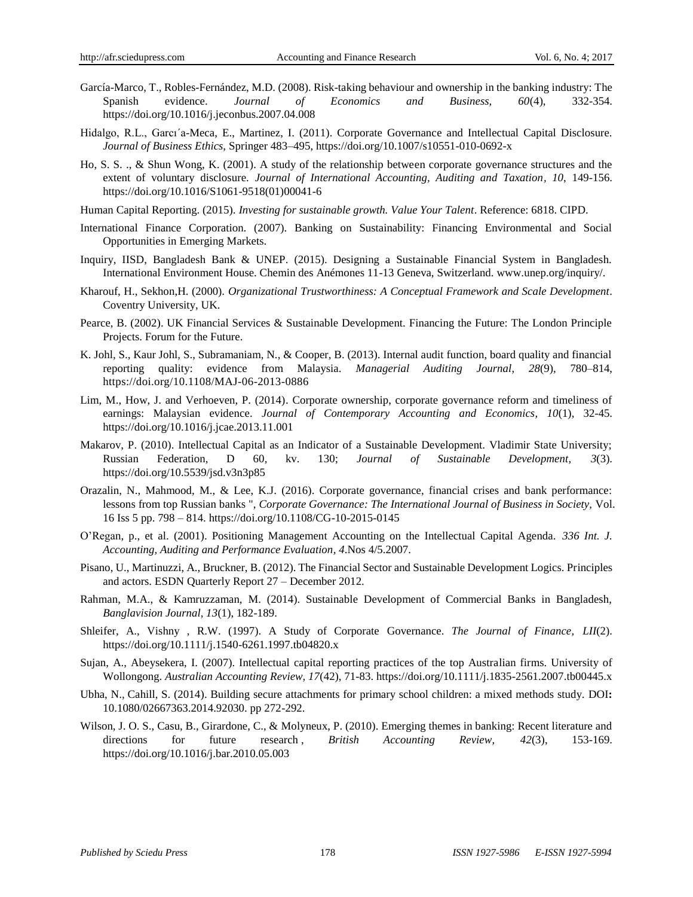García-Marco, T., Robles-Fernández, M.D. (2008). Risk-taking behaviour and ownership in the banking industry: The Spanish evidence. *Journal of Economics and Business, 60*(4), 332-354. https://doi.org/10.1016/j.jeconbus.2007.04.008

Hidalgo, R.L., Garcı´a-Meca, E., Martinez, I. (2011). Corporate Governance and Intellectual Capital Disclosure. *Journal of Business Ethics*, Springer 483–495, https://doi.org/10.1007/s10551-010-0692-x

Ho, S. S. ., & Shun Wong, K. (2001). A study of the relationship between corporate governance structures and the extent of voluntary disclosure. *Journal of International Accounting, Auditing and Taxation*, *10*, 149-156. https://doi.org/10.1016/S1061-9518(01)00041-6

Human Capital Reporting. (2015). *Investing for sustainable growth. Value Your Talent*. Reference: 6818. CIPD.

International Finance Corporation. (2007). Banking on Sustainability: Financing Environmental and Social Opportunities in Emerging Markets.

Inquiry, IISD, Bangladesh Bank & UNEP. (2015). Designing a Sustainable Financial System in Bangladesh. International Environment House. Chemin des Anémones 11-13 Geneva, Switzerland. www.unep.org/inquiry/.

Kharouf, H., Sekhon,H. (2000). *Organizational Trustworthiness: A Conceptual Framework and Scale Development*. Coventry University, UK.

Pearce, B. (2002). UK Financial Services & Sustainable Development. Financing the Future: The London Principle Projects. Forum for the Future.

K. Johl, S., Kaur Johl, S., Subramaniam, N., & Cooper, B. (2013). Internal audit function, board quality and financial reporting quality: evidence from Malaysia. *Managerial Auditing Journal*, *28*(9), 780–814, https://doi.org/10.1108/MAJ-06-2013-0886

Lim, M., How, J. and Verhoeven, P. (2014). Corporate ownership, corporate governance reform and timeliness of earnings: Malaysian evidence. *Journal of Contemporary Accounting and Economics, 10*(1), 32-45. https://doi.org/10.1016/j.jcae.2013.11.001

Makarov, P. (2010). Intellectual Capital as an Indicator of a Sustainable Development. Vladimir State University; Russian Federation, D 60, kv. 130; *Journal of Sustainable Development, 3*(3). https://doi.org/10.5539/jsd.v3n3p85

Orazalin, N., Mahmood, M., & Lee, K.J. (2016). Corporate governance, financial crises and bank performance: lessons from top Russian banks ", *Corporate Governance: The International Journal of Business in Society*, Vol. 16 Iss 5 pp. 798 – 814. https://doi.org/10.1108/CG-10-2015-0145

O'Regan, p., et al. (2001). Positioning Management Accounting on the Intellectual Capital Agenda. *336 Int. J. Accounting, Auditing and Performance Evaluation, 4*.Nos 4/5.2007.

Pisano, U., Martinuzzi, A., Bruckner, B. (2012). The Financial Sector and Sustainable Development Logics. Principles and actors. ESDN Quarterly Report 27 – December 2012.

Rahman, M.A., & Kamruzzaman, M. (2014). Sustainable Development of Commercial Banks in Bangladesh, *Banglavision Journal, 13*(1), 182-189.

Shleifer, A., Vishny , R.W. (1997). A Study of Corporate Governance. *The Journal of Finance, LII*(2). https://doi.org/10.1111/j.1540-6261.1997.tb04820.x

Sujan, A., Abeysekera, I. (2007). Intellectual capital reporting practices of the top Australian firms. University of Wollongong. *Australian Accounting Review, 17*(42), 71-83. https://doi.org/10.1111/j.1835-2561.2007.tb00445.x

Ubha, N., Cahill, S. (2014). Building secure attachments for primary school children: a mixed methods study. DOI**:** 10.1080/02667363.2014.92030. pp 272-292.

Wilson, J. O. S., Casu, B., Girardone, C., & Molyneux, P. (2010). Emerging themes in banking: Recent literature and directions for future research , *British Accounting Review, 42*(3), 153-169. https://doi.org/10.1016/j.bar.2010.05.003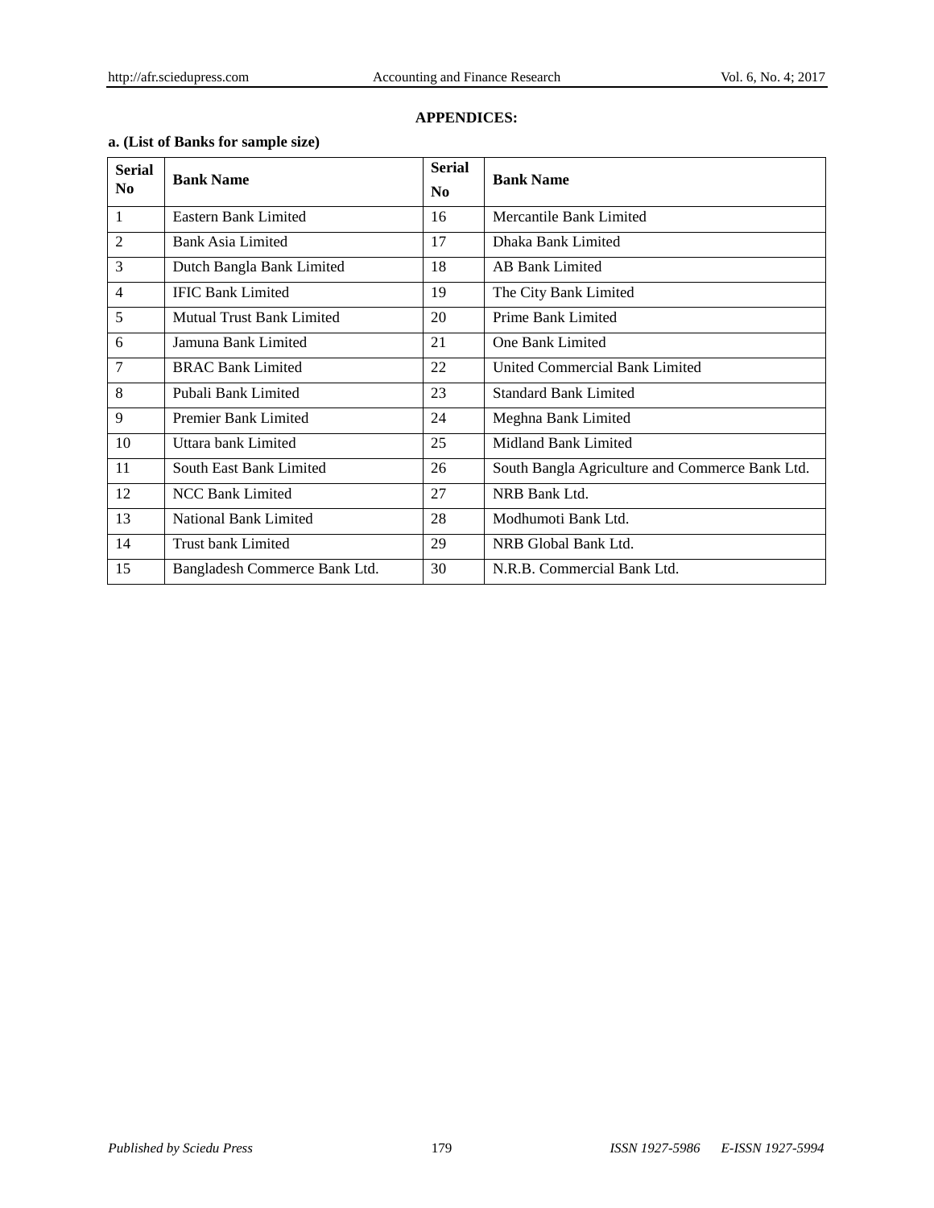## APPENDICES:

**a. (List of Banks for sample size)**

| Serial No | Bank Name | Serial No | Bank Name |
|---|---|---|---|
| 1 | Eastern Bank Limited | 16 | Mercantile Bank Limited |
| 2 | Bank Asia Limited | 17 | Dhaka Bank Limited |
| 3 | Dutch Bangla Bank Limited | 18 | AB Bank Limited |
| 4 | IFIC Bank Limited | 19 | The City Bank Limited |
| 5 | Mutual Trust Bank Limited | 20 | Prime Bank Limited |
| 6 | Jamuna Bank Limited | 21 | One Bank Limited |
| 7 | BRAC Bank Limited | 22 | United Commercial Bank Limited |
| 8 | Pubali Bank Limited | 23 | Standard Bank Limited |
| 9 | Premier Bank Limited | 24 | Meghna Bank Limited |
| 10 | Uttara bank Limited | 25 | Midland Bank Limited |
| 11 | South East Bank Limited | 26 | South Bangla Agriculture and Commerce Bank Ltd. |
| 12 | NCC Bank Limited | 27 | NRB Bank Ltd. |
| 13 | National Bank Limited | 28 | Modhumoti Bank Ltd. |
| 14 | Trust bank Limited | 29 | NRB Global Bank Ltd. |
| 15 | Bangladesh Commerce Bank Ltd. | 30 | N.R.B. Commercial Bank Ltd. |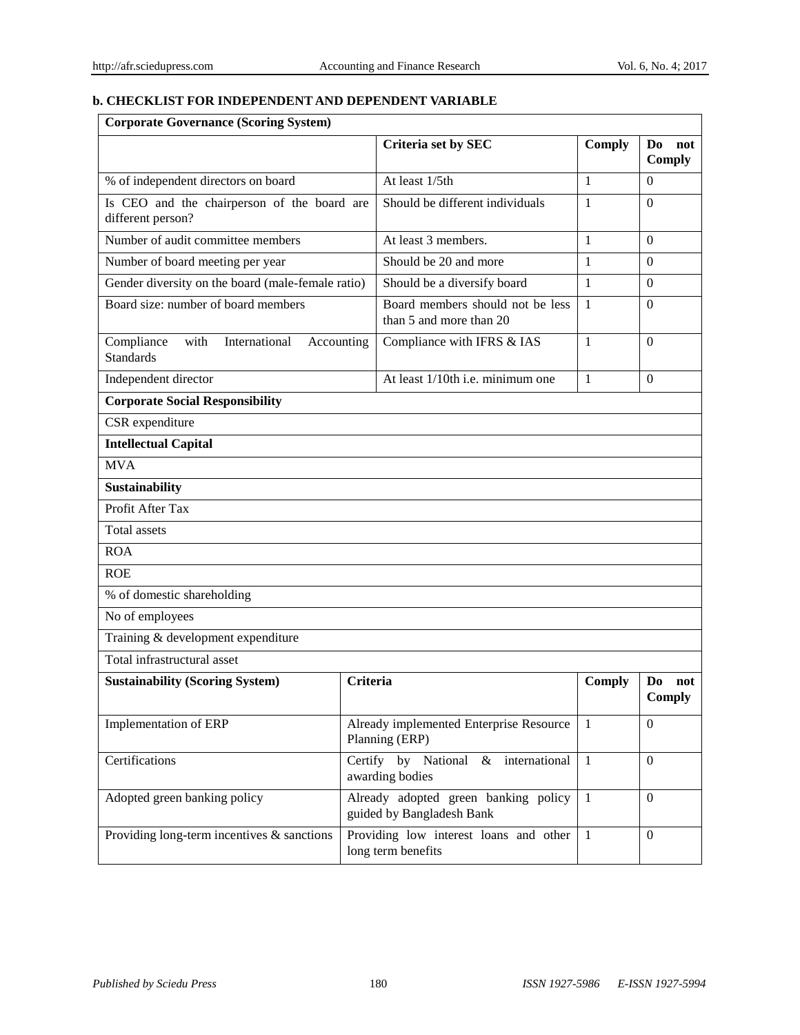**b. CHECKLIST FOR INDEPENDENT AND DEPENDENT VARIABLE**

| Corporate Governance (Scoring System) | | | |
|---|---|---|---|
| | **Criteria set by SEC** | **Comply** | **Do not Comply** |
| % of independent directors on board | At least 1/5th | 1 | 0 |
| Is CEO and the chairperson of the board are different person? | Should be different individuals | 1 | 0 |
| Number of audit committee members | At least 3 members. | 1 | 0 |
| Number of board meeting per year | Should be 20 and more | 1 | 0 |
| Gender diversity on the board (male-female ratio) | Should be a diversify board | 1 | 0 |
| Board size: number of board members | Board members should not be less than 5 and more than 20 | 1 | 0 |
| Compliance with International Accounting Standards | Compliance with IFRS & IAS | 1 | 0 |
| Independent director | At least 1/10th i.e. minimum one | 1 | 0 |
| **Corporate Social Responsibility** | | | |
| CSR expenditure | | | |
| **Intellectual Capital** | | | |
| MVA | | | |
| **Sustainability** | | | |
| Profit After Tax | | | |
| Total assets | | | |
| ROA | | | |
| ROE | | | |
| % of domestic shareholding | | | |
| No of employees | | | |
| Training & development expenditure | | | |
| Total infrastructural asset | | | |
| **Sustainability (Scoring System)** | **Criteria** | **Comply** | **Do not Comply** |
| Implementation of ERP | Already implemented Enterprise Resource Planning (ERP) | 1 | 0 |
| Certifications | Certify by National & international awarding bodies | 1 | 0 |
| Adopted green banking policy | Already adopted green banking policy guided by Bangladesh Bank | 1 | 0 |
| Providing long-term incentives & sanctions | Providing low interest loans and other long term benefits | 1 | 0 |